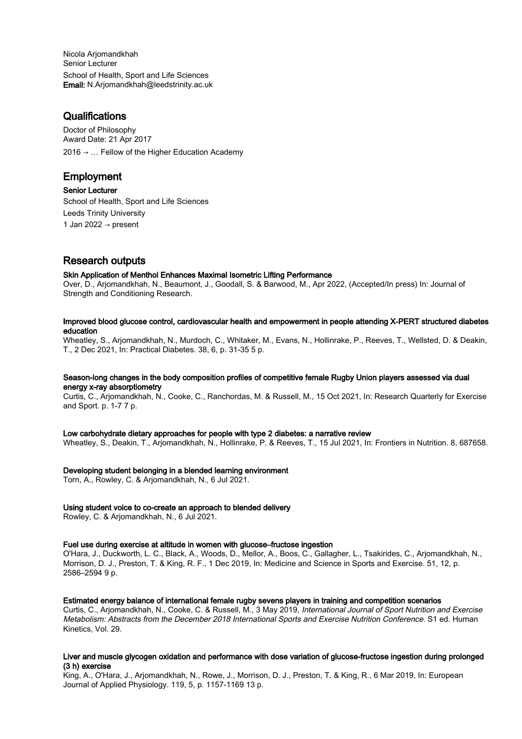Nicola Arjomandkhah
Senior Lecturer
School of Health, Sport and Life Sciences
**Email:** N.Arjomandkhah@leedstrinity.ac.uk

## Qualifications

Doctor of Philosophy
Award Date: 21 Apr 2017

2016 → … Fellow of the Higher Education Academy

## Employment

**Senior Lecturer**
School of Health, Sport and Life Sciences
Leeds Trinity University
1 Jan 2022 → present

## Research outputs

**Skin Application of Menthol Enhances Maximal Isometric Lifting Performance**
Over, D., Arjomandkhah, N., Beaumont, J., Goodall, S. & Barwood, M., Apr 2022, (Accepted/In press) In: Journal of Strength and Conditioning Research.

**Improved blood glucose control, cardiovascular health and empowerment in people attending X-PERT structured diabetes education**
Wheatley, S., Arjomandkhah, N., Murdoch, C., Whitaker, M., Evans, N., Hollinrake, P., Reeves, T., Wellsted, D. & Deakin, T., 2 Dec 2021, In: Practical Diabetes. 38, 6, p. 31-35 5 p.

**Season-long changes in the body composition profiles of competitive female Rugby Union players assessed via dual energy x-ray absorptiometry**
Curtis, C., Arjomandkhah, N., Cooke, C., Ranchordas, M. & Russell, M., 15 Oct 2021, In: Research Quarterly for Exercise and Sport. p. 1-7 7 p.

**Low carbohydrate dietary approaches for people with type 2 diabetes: a narrative review**
Wheatley, S., Deakin, T., Arjomandkhah, N., Hollinrake, P. & Reeves, T., 15 Jul 2021, In: Frontiers in Nutrition. 8, 687658.

**Developing student belonging in a blended learning environment**
Torn, A., Rowley, C. & Arjomandkhah, N., 6 Jul 2021.

**Using student voice to co-create an approach to blended delivery**
Rowley, C. & Arjomandkhah, N., 6 Jul 2021.

**Fuel use during exercise at altitude in women with glucose–fructose ingestion**
O'Hara, J., Duckworth, L. C., Black, A., Woods, D., Mellor, A., Boos, C., Gallagher, L., Tsakirides, C., Arjomandkhah, N., Morrison, D. J., Preston, T. & King, R. F., 1 Dec 2019, In: Medicine and Science in Sports and Exercise. 51, 12, p. 2586–2594 9 p.

**Estimated energy balance of international female rugby sevens players in training and competition scenarios**
Curtis, C., Arjomandkhah, N., Cooke, C. & Russell, M., 3 May 2019, *International Journal of Sport Nutrition and Exercise Metabolism: Abstracts from the December 2018 International Sports and Exercise Nutrition Conference.* S1 ed. Human Kinetics, Vol. 29.

**Liver and muscle glycogen oxidation and performance with dose variation of glucose-fructose ingestion during prolonged (3 h) exercise**
King, A., O'Hara, J., Arjomandkhah, N., Rowe, J., Morrison, D. J., Preston, T. & King, R., 6 Mar 2019, In: European Journal of Applied Physiology. 119, 5, p. 1157-1169 13 p.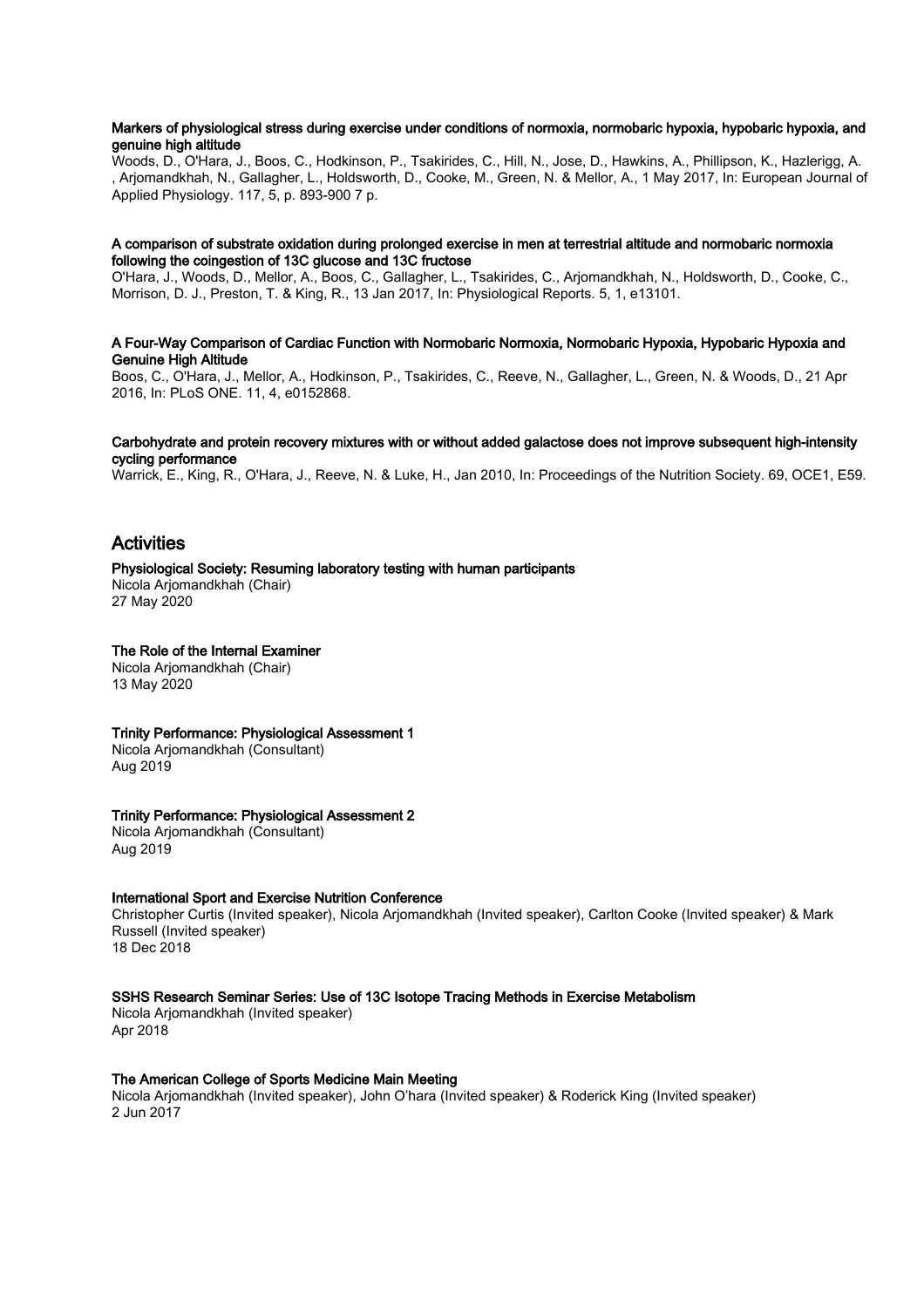**Markers of physiological stress during exercise under conditions of normoxia, normobaric hypoxia, hypobaric hypoxia, and genuine high altitude**

Woods, D., O'Hara, J., Boos, C., Hodkinson, P., Tsakirides, C., Hill, N., Jose, D., Hawkins, A., Phillipson, K., Hazlerigg, A. , Arjomandkhah, N., Gallagher, L., Holdsworth, D., Cooke, M., Green, N. & Mellor, A., 1 May 2017, In: European Journal of Applied Physiology. 117, 5, p. 893-900 7 p.

**A comparison of substrate oxidation during prolonged exercise in men at terrestrial altitude and normobaric normoxia following the coingestion of 13C glucose and 13C fructose**

O'Hara, J., Woods, D., Mellor, A., Boos, C., Gallagher, L., Tsakirides, C., Arjomandkhah, N., Holdsworth, D., Cooke, C., Morrison, D. J., Preston, T. & King, R., 13 Jan 2017, In: Physiological Reports. 5, 1, e13101.

**A Four-Way Comparison of Cardiac Function with Normobaric Normoxia, Normobaric Hypoxia, Hypobaric Hypoxia and Genuine High Altitude**

Boos, C., O'Hara, J., Mellor, A., Hodkinson, P., Tsakirides, C., Reeve, N., Gallagher, L., Green, N. & Woods, D., 21 Apr 2016, In: PLoS ONE. 11, 4, e0152868.

**Carbohydrate and protein recovery mixtures with or without added galactose does not improve subsequent high-intensity cycling performance**

Warrick, E., King, R., O'Hara, J., Reeve, N. & Luke, H., Jan 2010, In: Proceedings of the Nutrition Society. 69, OCE1, E59.

## Activities

**Physiological Society: Resuming laboratory testing with human participants**

Nicola Arjomandkhah (Chair)
27 May 2020

**The Role of the Internal Examiner**

Nicola Arjomandkhah (Chair)
13 May 2020

**Trinity Performance: Physiological Assessment 1**

Nicola Arjomandkhah (Consultant)
Aug 2019

**Trinity Performance: Physiological Assessment 2**

Nicola Arjomandkhah (Consultant)
Aug 2019

**International Sport and Exercise Nutrition Conference**

Christopher Curtis (Invited speaker), Nicola Arjomandkhah (Invited speaker), Carlton Cooke (Invited speaker) & Mark Russell (Invited speaker)
18 Dec 2018

**SSHS Research Seminar Series: Use of 13C Isotope Tracing Methods in Exercise Metabolism**

Nicola Arjomandkhah (Invited speaker)
Apr 2018

**The American College of Sports Medicine Main Meeting**

Nicola Arjomandkhah (Invited speaker), John O'hara (Invited speaker) & Roderick King (Invited speaker)
2 Jun 2017